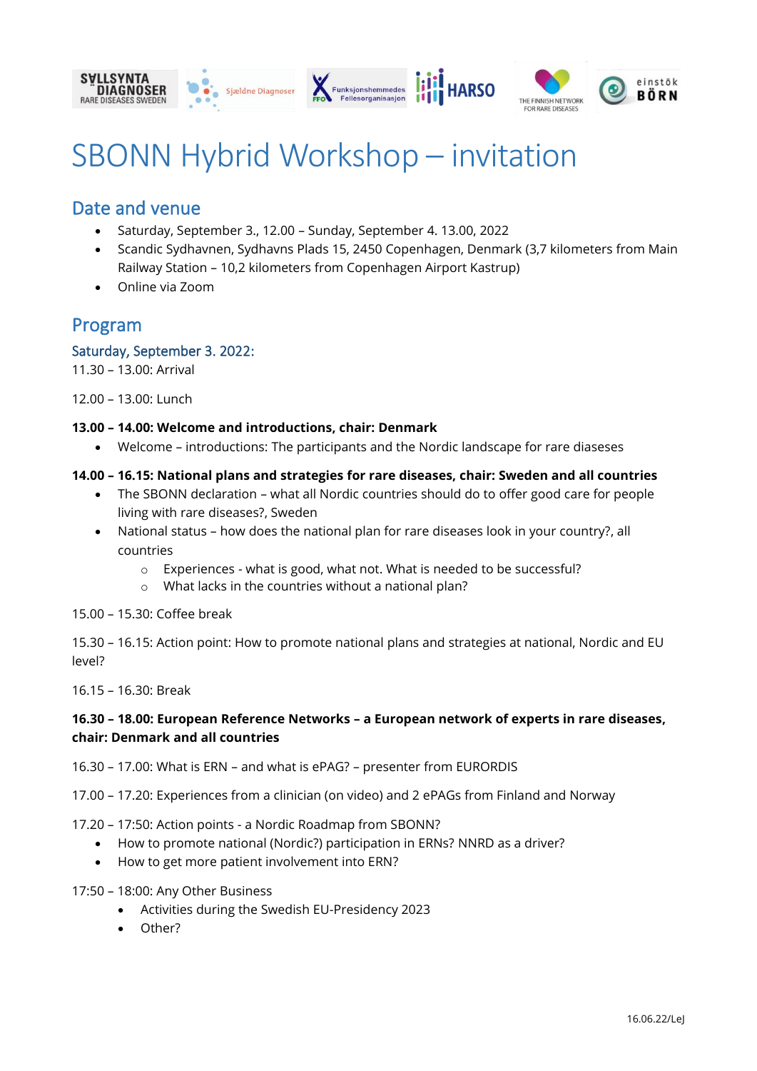# SBONN Hybrid Workshop – invitation

## Date and venue

- Saturday, September 3., 12.00 – Sunday, September 4. 13.00, 2022
- Scandic Sydhavnen, Sydhavns Plads 15, 2450 Copenhagen, Denmark (3,7 kilometers from Main Railway Station – 10,2 kilometers from Copenhagen Airport Kastrup)
- Online via Zoom

## Program

### Saturday, September 3. 2022:

11.30 – 13.00: Arrival

12.00 – 13.00: Lunch

**13.00 – 14.00: Welcome and introductions, chair: Denmark**

- Welcome – introductions: The participants and the Nordic landscape for rare diseases

**14.00 – 16.15: National plans and strategies for rare diseases, chair: Sweden and all countries**

- The SBONN declaration – what all Nordic countries should do to offer good care for people living with rare diseases?, Sweden
- National status – how does the national plan for rare diseases look in your country?, all countries
    - Experiences - what is good, what not. What is needed to be successful?
    - What lacks in the countries without a national plan?

15.00 – 15.30: Coffee break

15.30 – 16.15: Action point: How to promote national plans and strategies at national, Nordic and EU level?

16.15 – 16.30: Break

**16.30 – 18.00: European Reference Networks – a European network of experts in rare diseases, chair: Denmark and all countries**

16.30 – 17.00: What is ERN – and what is ePAG? – presenter from EURORDIS

17.00 – 17.20: Experiences from a clinician (on video) and 2 ePAGs from Finland and Norway

17.20 – 17:50: Action points - a Nordic Roadmap from SBONN?

- How to promote national (Nordic?) participation in ERNs? NNRD as a driver?
- How to get more patient involvement into ERN?

17:50 – 18:00: Any Other Business

- Activities during the Swedish EU-Presidency 2023
- Other?

16.06.22/LeJ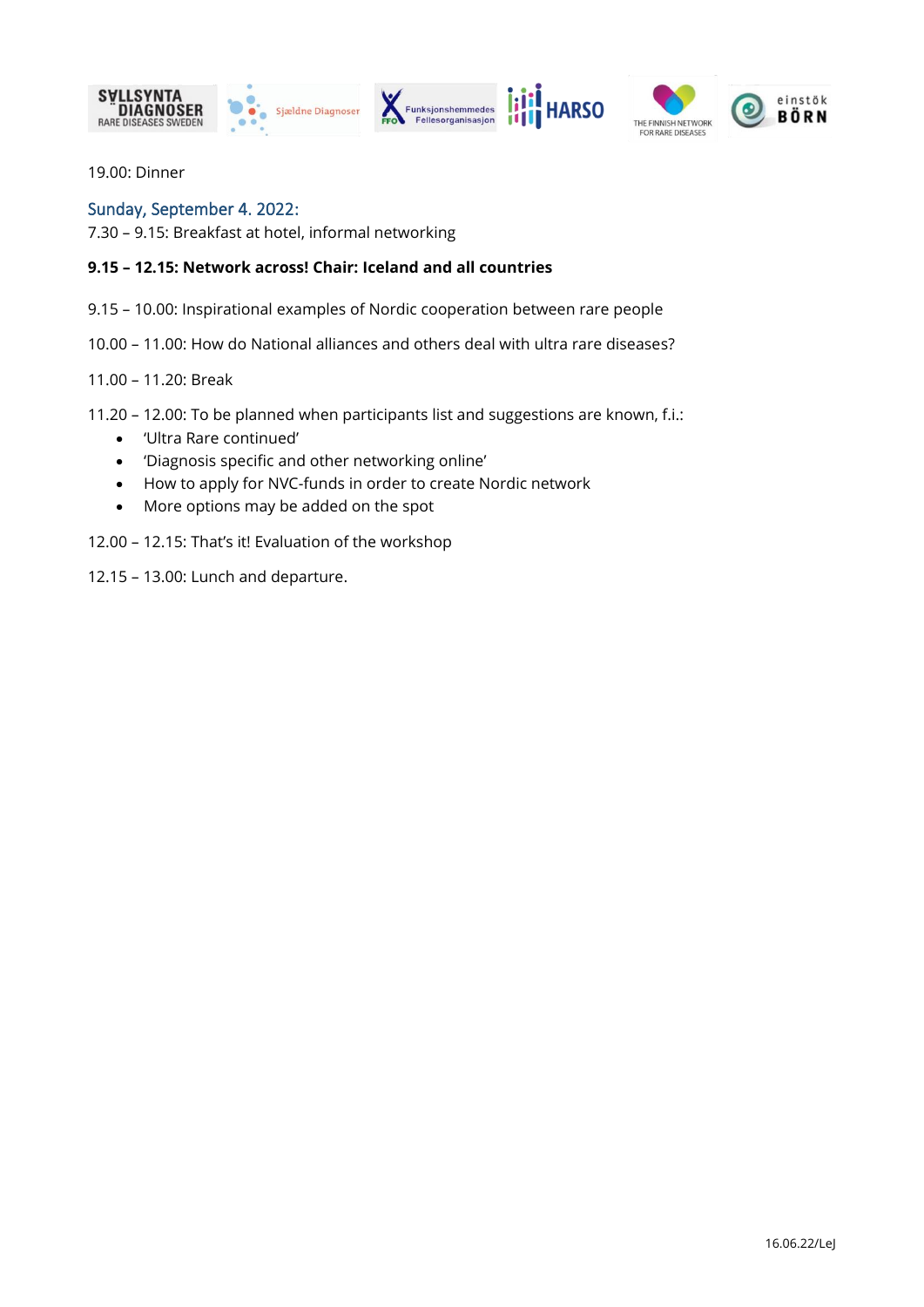19.00: Dinner

## Sunday, September 4. 2022:

7.30 – 9.15: Breakfast at hotel, informal networking

**9.15 – 12.15: Network across! Chair: Iceland and all countries**

9.15 – 10.00: Inspirational examples of Nordic cooperation between rare people

10.00 – 11.00: How do National alliances and others deal with ultra rare diseases?

11.00 – 11.20: Break

11.20 – 12.00: To be planned when participants list and suggestions are known, f.i.:

- 'Ultra Rare continued'
- 'Diagnosis specific and other networking online'
- How to apply for NVC-funds in order to create Nordic network
- More options may be added on the spot

12.00 – 12.15: That's it! Evaluation of the workshop

12.15 – 13.00: Lunch and departure.

16.06.22/LeJ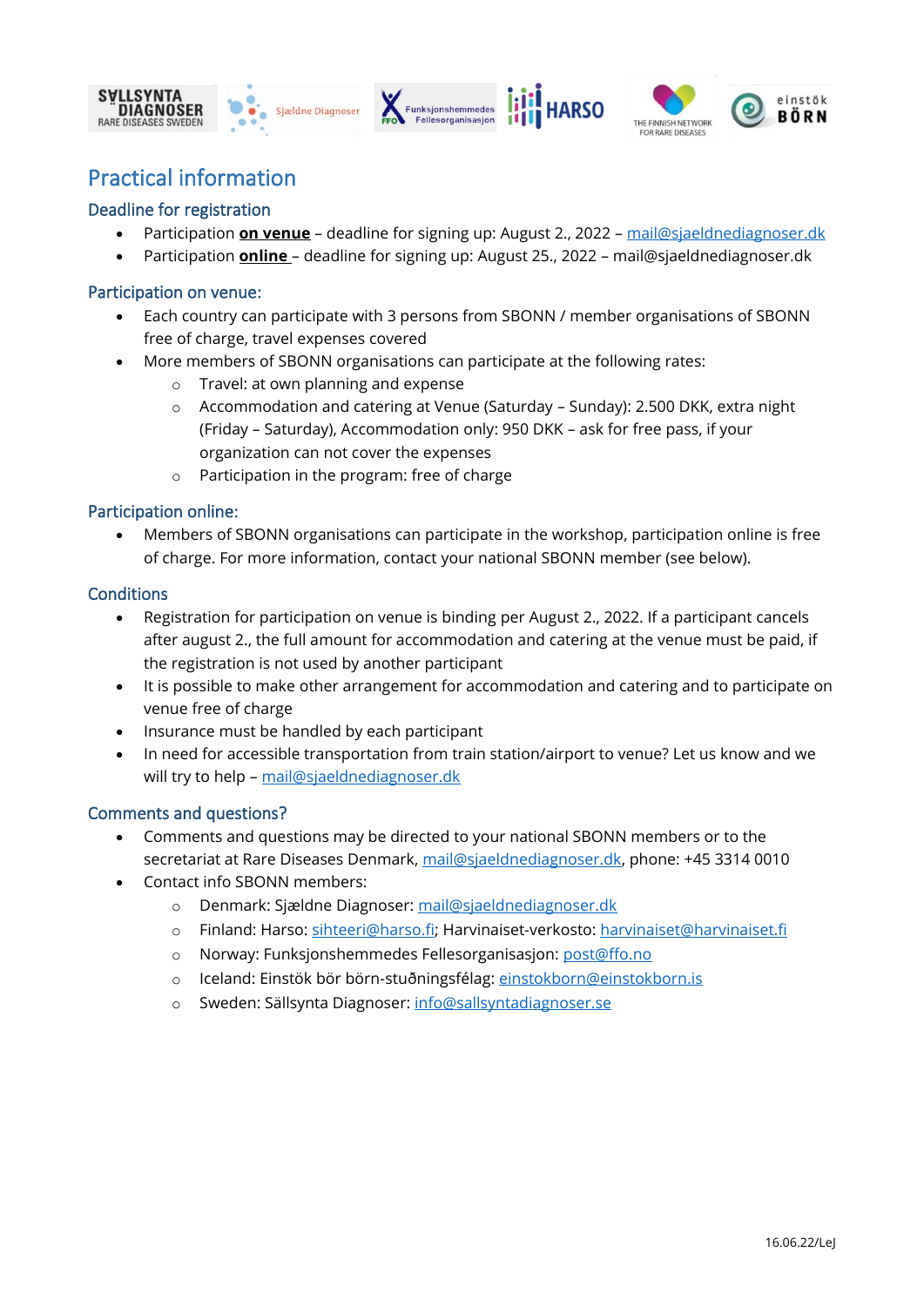# Practical information

## Deadline for registration

- Participation **on venue** – deadline for signing up: August 2., 2022 – mail@sjaeldnediagnoser.dk
- Participation **online** – deadline for signing up: August 25., 2022 – mail@sjaeldnediagnoser.dk

## Participation on venue:

- Each country can participate with 3 persons from SBONN / member organisations of SBONN free of charge, travel expenses covered
- More members of SBONN organisations can participate at the following rates:
  - Travel: at own planning and expense
  - Accommodation and catering at Venue (Saturday – Sunday): 2.500 DKK, extra night (Friday – Saturday), Accommodation only: 950 DKK – ask for free pass, if your organization can not cover the expenses
  - Participation in the program: free of charge

## Participation online:

- Members of SBONN organisations can participate in the workshop, participation online is free of charge. For more information, contact your national SBONN member (see below).

## Conditions

- Registration for participation on venue is binding per August 2., 2022. If a participant cancels after august 2., the full amount for accommodation and catering at the venue must be paid, if the registration is not used by another participant
- It is possible to make other arrangement for accommodation and catering and to participate on venue free of charge
- Insurance must be handled by each participant
- In need for accessible transportation from train station/airport to venue? Let us know and we will try to help – mail@sjaeldnediagnoser.dk

## Comments and questions?

- Comments and questions may be directed to your national SBONN members or to the secretariat at Rare Diseases Denmark, mail@sjaeldnediagnoser.dk, phone: +45 3314 0010
- Contact info SBONN members:
  - Denmark: Sjældne Diagnoser: mail@sjaeldnediagnoser.dk
  - Finland: Harso: sihteeri@harso.fi; Harvinaiset-verkosto: harvinaiset@harvinaiset.fi
  - Norway: Funksjonshemmedes Fellesorganisasjon: post@ffo.no
  - Iceland: Einstök bör börn-stuðningsfélag: einstokborn@einstokborn.is
  - Sweden: Sällsynta Diagnoser: info@sallsyntadiagnoser.se

16.06.22/LeJ